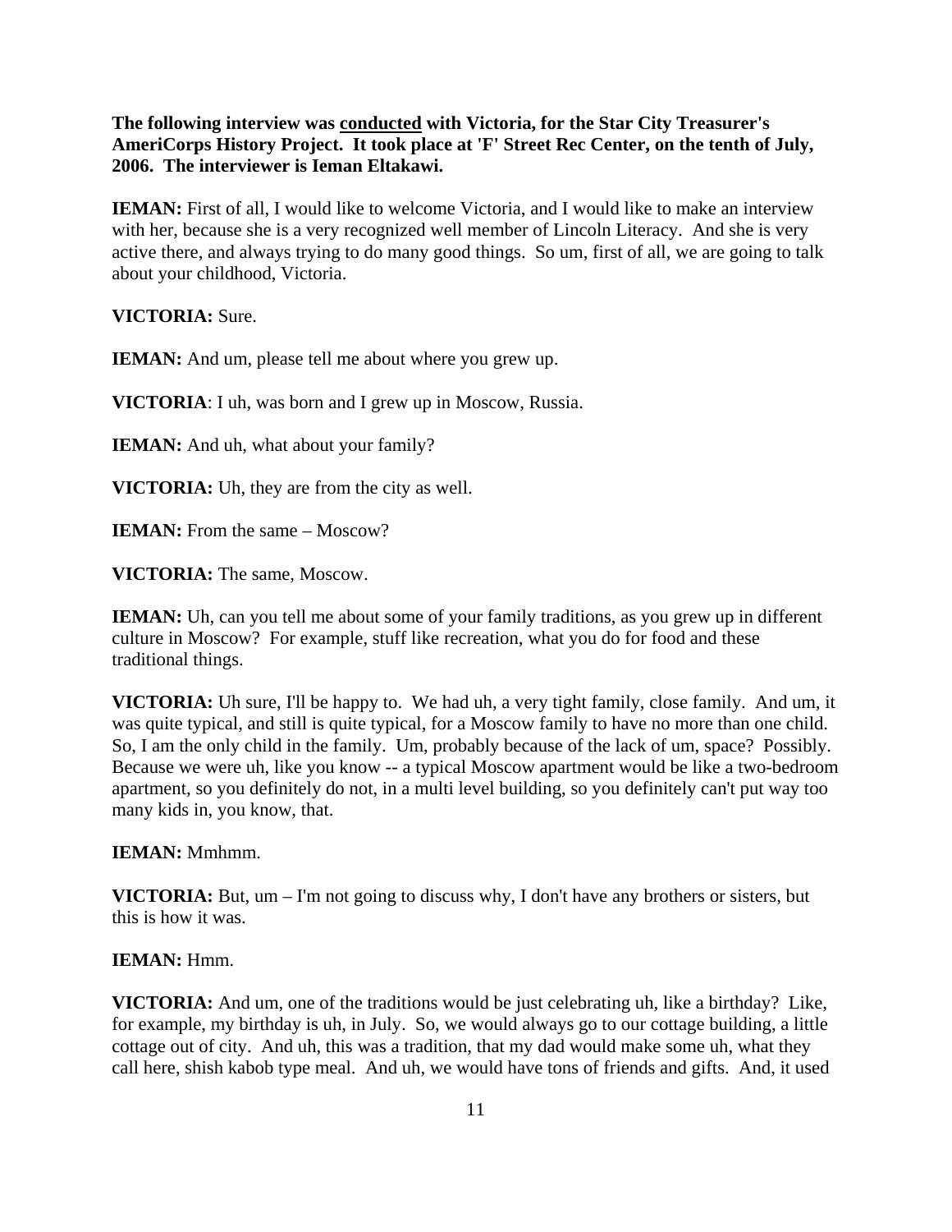**The following interview was <u>conducted</u> with Victoria, for the Star City Treasurer's AmeriCorps History Project. It took place at 'F' Street Rec Center, on the tenth of July, 2006. The interviewer is Ieman Eltakawi.**

**IEMAN:** First of all, I would like to welcome Victoria, and I would like to make an interview with her, because she is a very recognized well member of Lincoln Literacy. And she is very active there, and always trying to do many good things. So um, first of all, we are going to talk about your childhood, Victoria.

**VICTORIA:** Sure.

**IEMAN:** And um, please tell me about where you grew up.

**VICTORIA**: I uh, was born and I grew up in Moscow, Russia.

**IEMAN:** And uh, what about your family?

**VICTORIA:** Uh, they are from the city as well.

**IEMAN:** From the same – Moscow?

**VICTORIA:** The same, Moscow.

**IEMAN:** Uh, can you tell me about some of your family traditions, as you grew up in different culture in Moscow? For example, stuff like recreation, what you do for food and these traditional things.

**VICTORIA:** Uh sure, I'll be happy to. We had uh, a very tight family, close family. And um, it was quite typical, and still is quite typical, for a Moscow family to have no more than one child. So, I am the only child in the family. Um, probably because of the lack of um, space? Possibly. Because we were uh, like you know -- a typical Moscow apartment would be like a two-bedroom apartment, so you definitely do not, in a multi level building, so you definitely can't put way too many kids in, you know, that.

**IEMAN:** Mmhmm.

**VICTORIA:** But, um – I'm not going to discuss why, I don't have any brothers or sisters, but this is how it was.

**IEMAN:** Hmm.

**VICTORIA:** And um, one of the traditions would be just celebrating uh, like a birthday? Like, for example, my birthday is uh, in July. So, we would always go to our cottage building, a little cottage out of city. And uh, this was a tradition, that my dad would make some uh, what they call here, shish kabob type meal. And uh, we would have tons of friends and gifts. And, it used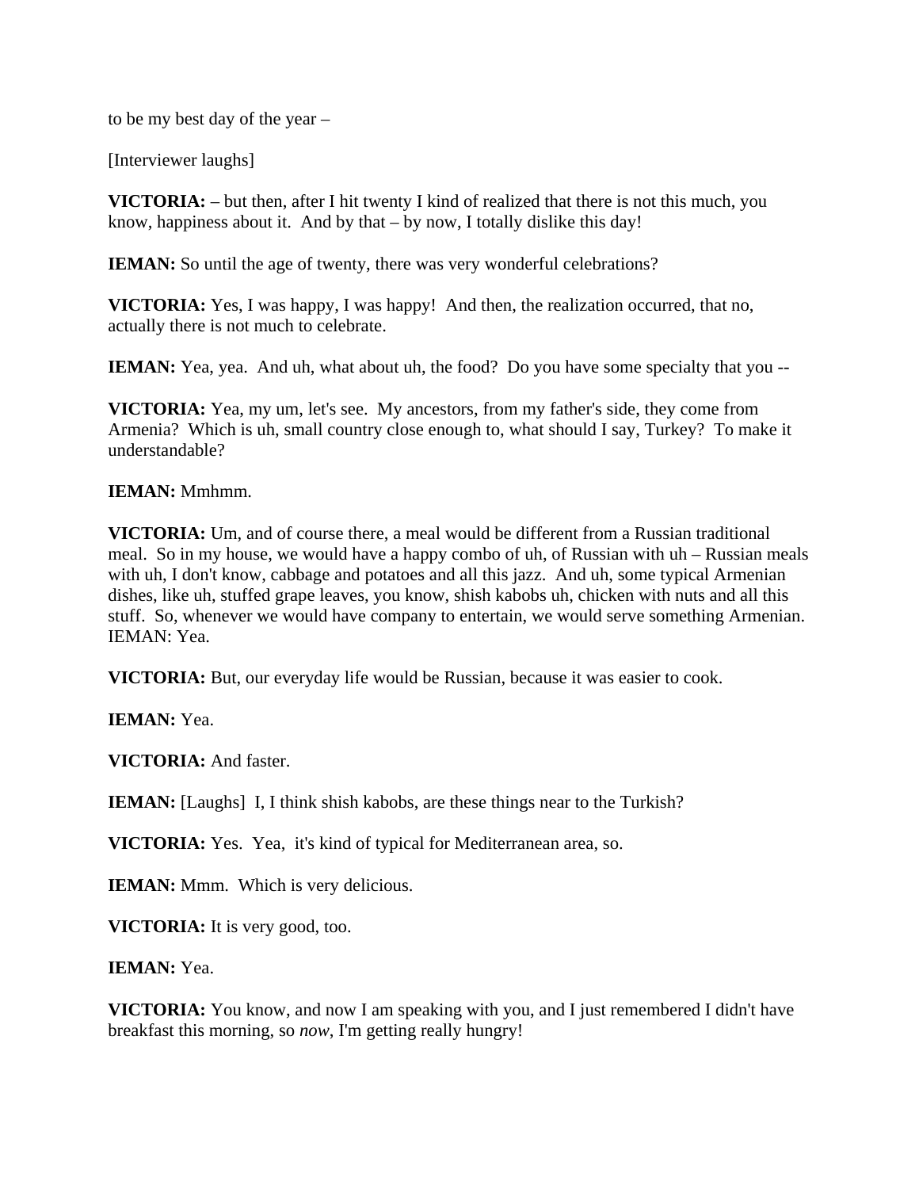to be my best day of the year –

[Interviewer laughs]

**VICTORIA:** – but then, after I hit twenty I kind of realized that there is not this much, you know, happiness about it. And by that – by now, I totally dislike this day!

**IEMAN:** So until the age of twenty, there was very wonderful celebrations?

**VICTORIA:** Yes, I was happy, I was happy! And then, the realization occurred, that no, actually there is not much to celebrate.

**IEMAN:** Yea, yea. And uh, what about uh, the food? Do you have some specialty that you --

**VICTORIA:** Yea, my um, let's see. My ancestors, from my father's side, they come from Armenia? Which is uh, small country close enough to, what should I say, Turkey? To make it understandable?

**IEMAN:** Mmhmm.

**VICTORIA:** Um, and of course there, a meal would be different from a Russian traditional meal. So in my house, we would have a happy combo of uh, of Russian with uh – Russian meals with uh, I don't know, cabbage and potatoes and all this jazz. And uh, some typical Armenian dishes, like uh, stuffed grape leaves, you know, shish kabobs uh, chicken with nuts and all this stuff. So, whenever we would have company to entertain, we would serve something Armenian. IEMAN: Yea.

**VICTORIA:** But, our everyday life would be Russian, because it was easier to cook.

**IEMAN:** Yea.

**VICTORIA:** And faster.

**IEMAN:** [Laughs] I, I think shish kabobs, are these things near to the Turkish?

**VICTORIA:** Yes. Yea, it's kind of typical for Mediterranean area, so.

**IEMAN:** Mmm. Which is very delicious.

**VICTORIA:** It is very good, too.

**IEMAN:** Yea.

**VICTORIA:** You know, and now I am speaking with you, and I just remembered I didn't have breakfast this morning, so *now*, I'm getting really hungry!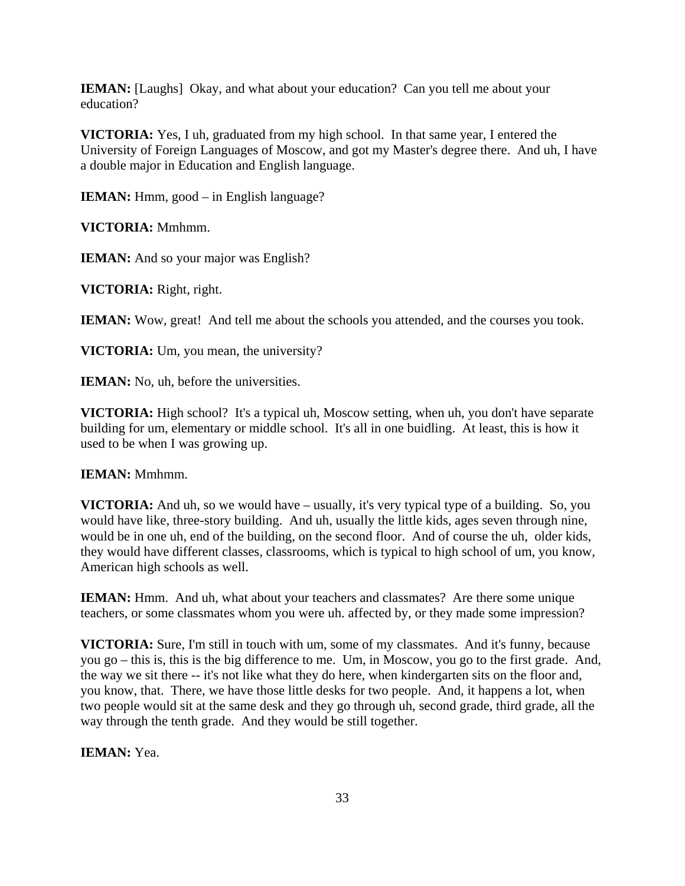**IEMAN:** [Laughs] Okay, and what about your education? Can you tell me about your education?

**VICTORIA:** Yes, I uh, graduated from my high school. In that same year, I entered the University of Foreign Languages of Moscow, and got my Master's degree there. And uh, I have a double major in Education and English language.

**IEMAN:** Hmm, good – in English language?

**VICTORIA:** Mmhmm.

**IEMAN:** And so your major was English?

**VICTORIA:** Right, right.

**IEMAN:** Wow, great! And tell me about the schools you attended, and the courses you took.

**VICTORIA:** Um, you mean, the university?

**IEMAN:** No, uh, before the universities.

**VICTORIA:** High school? It's a typical uh, Moscow setting, when uh, you don't have separate building for um, elementary or middle school. It's all in one buidling. At least, this is how it used to be when I was growing up.

**IEMAN:** Mmhmm.

**VICTORIA:** And uh, so we would have – usually, it's very typical type of a building. So, you would have like, three-story building. And uh, usually the little kids, ages seven through nine, would be in one uh, end of the building, on the second floor. And of course the uh, older kids, they would have different classes, classrooms, which is typical to high school of um, you know, American high schools as well.

**IEMAN:** Hmm. And uh, what about your teachers and classmates? Are there some unique teachers, or some classmates whom you were uh. affected by, or they made some impression?

**VICTORIA:** Sure, I'm still in touch with um, some of my classmates. And it's funny, because you go – this is, this is the big difference to me. Um, in Moscow, you go to the first grade. And, the way we sit there -- it's not like what they do here, when kindergarten sits on the floor and, you know, that. There, we have those little desks for two people. And, it happens a lot, when two people would sit at the same desk and they go through uh, second grade, third grade, all the way through the tenth grade. And they would be still together.

**IEMAN:** Yea.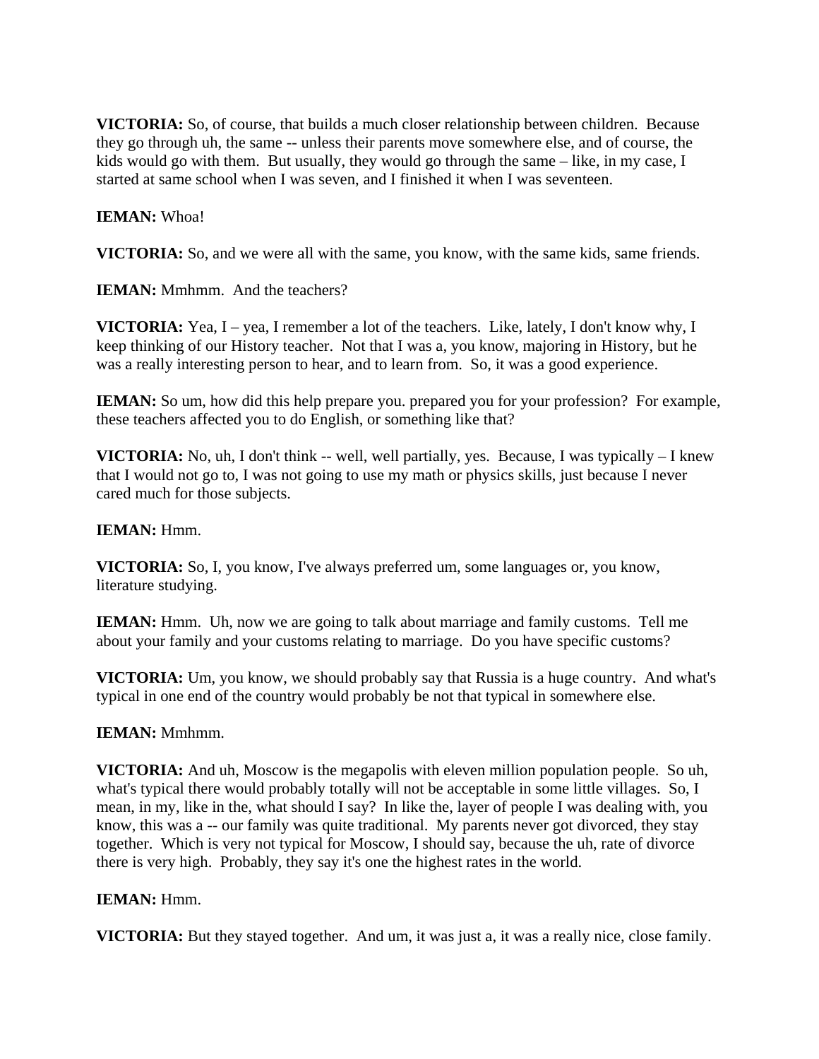**VICTORIA:** So, of course, that builds a much closer relationship between children. Because they go through uh, the same -- unless their parents move somewhere else, and of course, the kids would go with them. But usually, they would go through the same – like, in my case, I started at same school when I was seven, and I finished it when I was seventeen.

**IEMAN:** Whoa!

**VICTORIA:** So, and we were all with the same, you know, with the same kids, same friends.

**IEMAN:** Mmhmm. And the teachers?

**VICTORIA:** Yea, I – yea, I remember a lot of the teachers. Like, lately, I don't know why, I keep thinking of our History teacher. Not that I was a, you know, majoring in History, but he was a really interesting person to hear, and to learn from. So, it was a good experience.

**IEMAN:** So um, how did this help prepare you. prepared you for your profession? For example, these teachers affected you to do English, or something like that?

**VICTORIA:** No, uh, I don't think -- well, well partially, yes. Because, I was typically – I knew that I would not go to, I was not going to use my math or physics skills, just because I never cared much for those subjects.

**IEMAN:** Hmm.

**VICTORIA:** So, I, you know, I've always preferred um, some languages or, you know, literature studying.

**IEMAN:** Hmm. Uh, now we are going to talk about marriage and family customs. Tell me about your family and your customs relating to marriage. Do you have specific customs?

**VICTORIA:** Um, you know, we should probably say that Russia is a huge country. And what's typical in one end of the country would probably be not that typical in somewhere else.

**IEMAN:** Mmhmm.

**VICTORIA:** And uh, Moscow is the megapolis with eleven million population people. So uh, what's typical there would probably totally will not be acceptable in some little villages. So, I mean, in my, like in the, what should I say? In like the, layer of people I was dealing with, you know, this was a -- our family was quite traditional. My parents never got divorced, they stay together. Which is very not typical for Moscow, I should say, because the uh, rate of divorce there is very high. Probably, they say it's one the highest rates in the world.

**IEMAN:** Hmm.

**VICTORIA:** But they stayed together. And um, it was just a, it was a really nice, close family.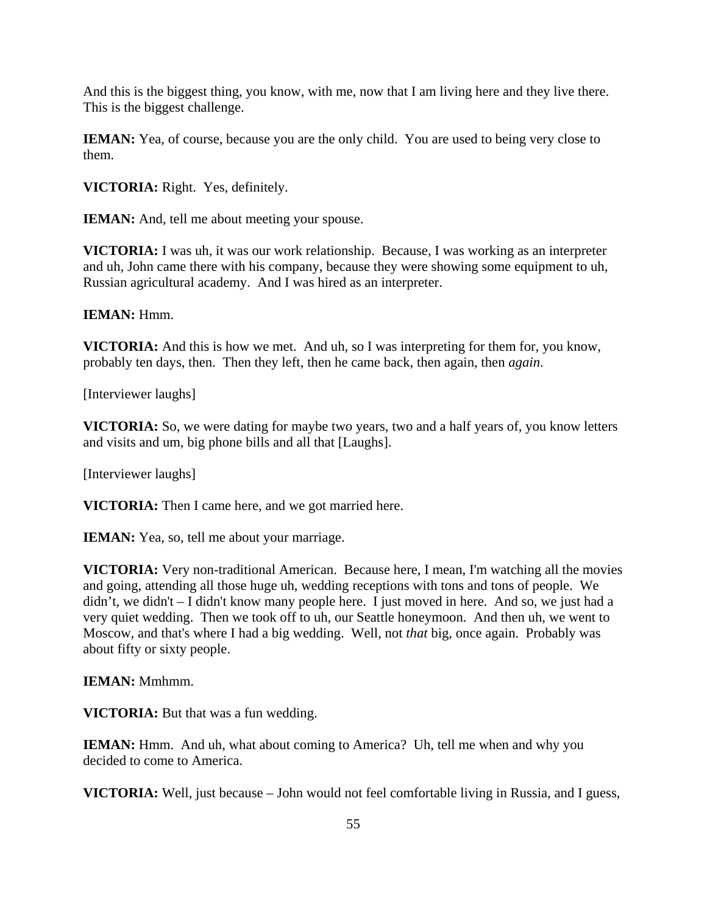And this is the biggest thing, you know, with me, now that I am living here and they live there. This is the biggest challenge.

**IEMAN:** Yea, of course, because you are the only child. You are used to being very close to them.

**VICTORIA:** Right. Yes, definitely.

**IEMAN:** And, tell me about meeting your spouse.

**VICTORIA:** I was uh, it was our work relationship. Because, I was working as an interpreter and uh, John came there with his company, because they were showing some equipment to uh, Russian agricultural academy. And I was hired as an interpreter.

**IEMAN:** Hmm.

**VICTORIA:** And this is how we met. And uh, so I was interpreting for them for, you know, probably ten days, then. Then they left, then he came back, then again, then *again*.

[Interviewer laughs]

**VICTORIA:** So, we were dating for maybe two years, two and a half years of, you know letters and visits and um, big phone bills and all that [Laughs].

[Interviewer laughs]

**VICTORIA:** Then I came here, and we got married here.

**IEMAN:** Yea, so, tell me about your marriage.

**VICTORIA:** Very non-traditional American. Because here, I mean, I'm watching all the movies and going, attending all those huge uh, wedding receptions with tons and tons of people. We didn't, we didn't – I didn't know many people here. I just moved in here. And so, we just had a very quiet wedding. Then we took off to uh, our Seattle honeymoon. And then uh, we went to Moscow, and that's where I had a big wedding. Well, not *that* big, once again. Probably was about fifty or sixty people.

**IEMAN:** Mmhmm.

**VICTORIA:** But that was a fun wedding.

**IEMAN:** Hmm. And uh, what about coming to America? Uh, tell me when and why you decided to come to America.

**VICTORIA:** Well, just because – John would not feel comfortable living in Russia, and I guess,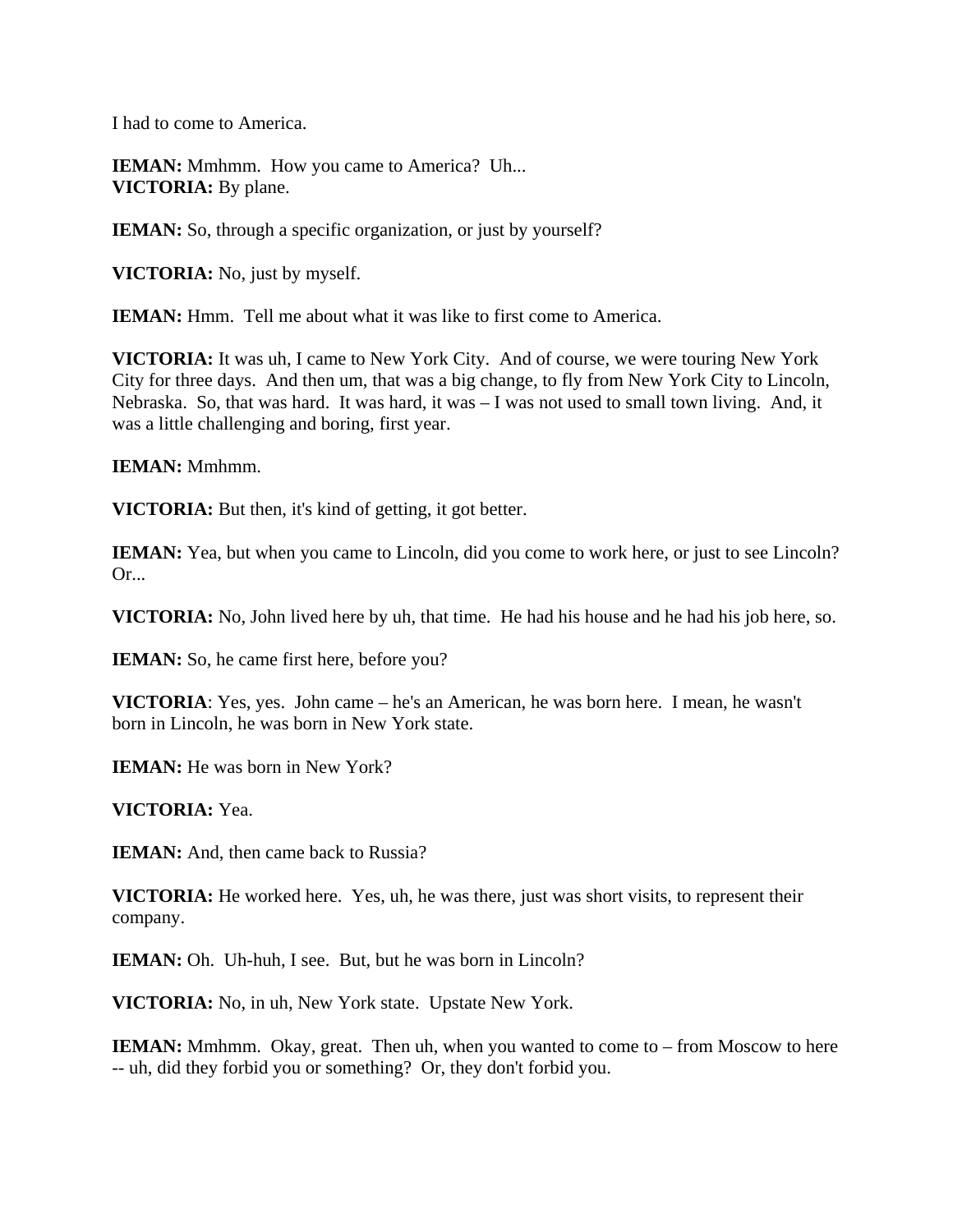I had to come to America.

**IEMAN:** Mmhmm. How you came to America? Uh...
**VICTORIA:** By plane.

**IEMAN:** So, through a specific organization, or just by yourself?

**VICTORIA:** No, just by myself.

**IEMAN:** Hmm. Tell me about what it was like to first come to America.

**VICTORIA:** It was uh, I came to New York City. And of course, we were touring New York City for three days. And then um, that was a big change, to fly from New York City to Lincoln, Nebraska. So, that was hard. It was hard, it was – I was not used to small town living. And, it was a little challenging and boring, first year.

**IEMAN:** Mmhmm.

**VICTORIA:** But then, it's kind of getting, it got better.

**IEMAN:** Yea, but when you came to Lincoln, did you come to work here, or just to see Lincoln? Or...

**VICTORIA:** No, John lived here by uh, that time. He had his house and he had his job here, so.

**IEMAN:** So, he came first here, before you?

**VICTORIA**: Yes, yes. John came – he's an American, he was born here. I mean, he wasn't born in Lincoln, he was born in New York state.

**IEMAN:** He was born in New York?

**VICTORIA:** Yea.

**IEMAN:** And, then came back to Russia?

**VICTORIA:** He worked here. Yes, uh, he was there, just was short visits, to represent their company.

**IEMAN:** Oh. Uh-huh, I see. But, but he was born in Lincoln?

**VICTORIA:** No, in uh, New York state. Upstate New York.

**IEMAN:** Mmhmm. Okay, great. Then uh, when you wanted to come to – from Moscow to here -- uh, did they forbid you or something? Or, they don't forbid you.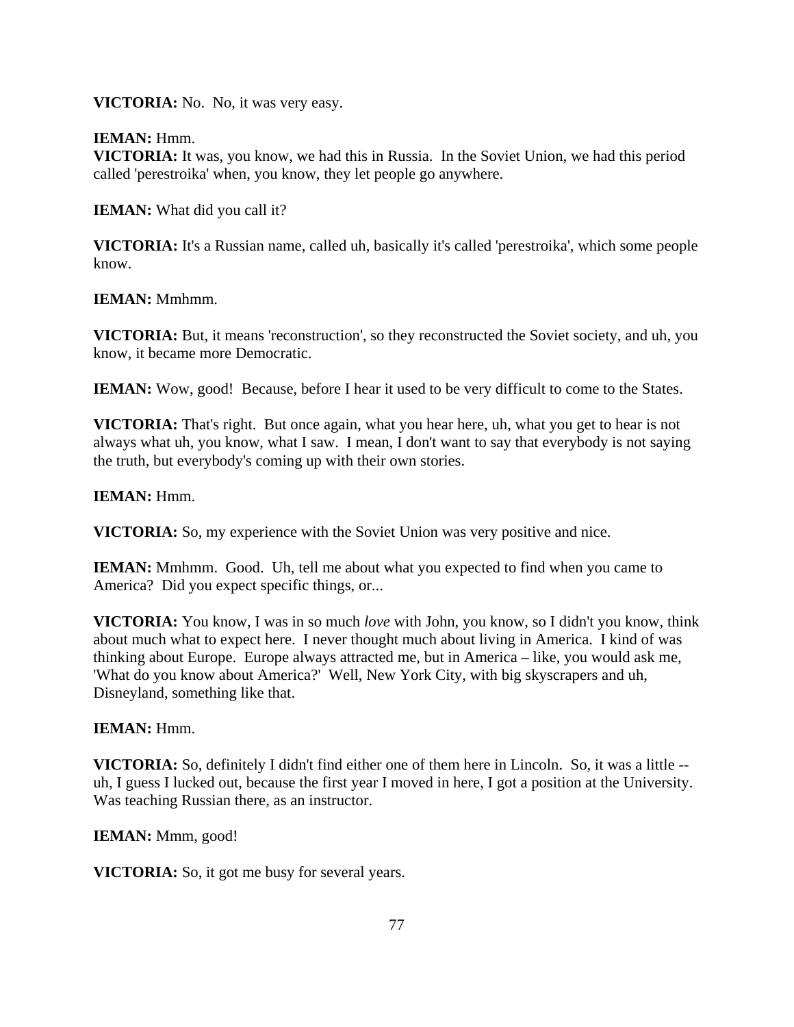**VICTORIA:** No. No, it was very easy.

**IEMAN:** Hmm.
**VICTORIA:** It was, you know, we had this in Russia. In the Soviet Union, we had this period called 'perestroika' when, you know, they let people go anywhere.

**IEMAN:** What did you call it?

**VICTORIA:** It's a Russian name, called uh, basically it's called 'perestroika', which some people know.

**IEMAN:** Mmhmm.

**VICTORIA:** But, it means 'reconstruction', so they reconstructed the Soviet society, and uh, you know, it became more Democratic.

**IEMAN:** Wow, good! Because, before I hear it used to be very difficult to come to the States.

**VICTORIA:** That's right. But once again, what you hear here, uh, what you get to hear is not always what uh, you know, what I saw. I mean, I don't want to say that everybody is not saying the truth, but everybody's coming up with their own stories.

**IEMAN:** Hmm.

**VICTORIA:** So, my experience with the Soviet Union was very positive and nice.

**IEMAN:** Mmhmm. Good. Uh, tell me about what you expected to find when you came to America? Did you expect specific things, or...

**VICTORIA:** You know, I was in so much *love* with John, you know, so I didn't you know, think about much what to expect here. I never thought much about living in America. I kind of was thinking about Europe. Europe always attracted me, but in America – like, you would ask me, 'What do you know about America?' Well, New York City, with big skyscrapers and uh, Disneyland, something like that.

**IEMAN:** Hmm.

**VICTORIA:** So, definitely I didn't find either one of them here in Lincoln. So, it was a little -- uh, I guess I lucked out, because the first year I moved in here, I got a position at the University. Was teaching Russian there, as an instructor.

**IEMAN:** Mmm, good!

**VICTORIA:** So, it got me busy for several years.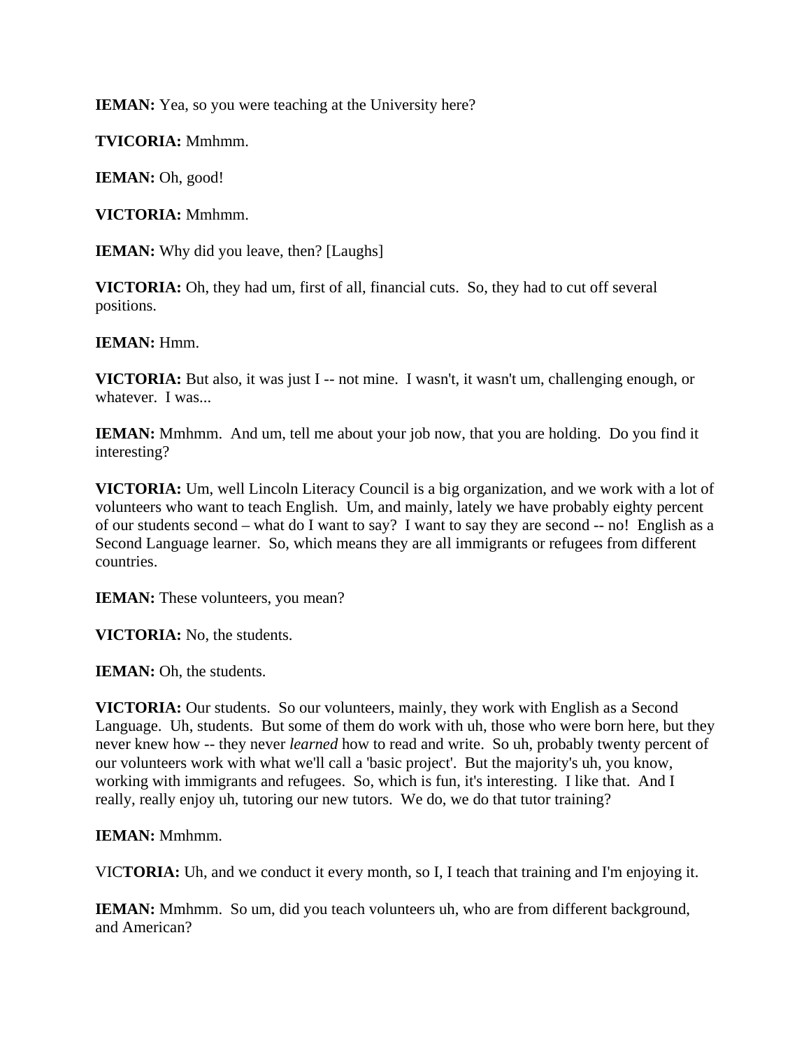**IEMAN:** Yea, so you were teaching at the University here?

**TVICORIA:** Mmhmm.

**IEMAN:** Oh, good!

**VICTORIA:** Mmhmm.

**IEMAN:** Why did you leave, then? [Laughs]

**VICTORIA:** Oh, they had um, first of all, financial cuts. So, they had to cut off several positions.

**IEMAN:** Hmm.

**VICTORIA:** But also, it was just I -- not mine. I wasn't, it wasn't um, challenging enough, or whatever. I was...

**IEMAN:** Mmhmm. And um, tell me about your job now, that you are holding. Do you find it interesting?

**VICTORIA:** Um, well Lincoln Literacy Council is a big organization, and we work with a lot of volunteers who want to teach English. Um, and mainly, lately we have probably eighty percent of our students second – what do I want to say? I want to say they are second -- no! English as a Second Language learner. So, which means they are all immigrants or refugees from different countries.

**IEMAN:** These volunteers, you mean?

**VICTORIA:** No, the students.

**IEMAN:** Oh, the students.

**VICTORIA:** Our students. So our volunteers, mainly, they work with English as a Second Language. Uh, students. But some of them do work with uh, those who were born here, but they never knew how -- they never *learned* how to read and write. So uh, probably twenty percent of our volunteers work with what we'll call a 'basic project'. But the majority's uh, you know, working with immigrants and refugees. So, which is fun, it's interesting. I like that. And I really, really enjoy uh, tutoring our new tutors. We do, we do that tutor training?

**IEMAN:** Mmhmm.

VIC**TORIA:** Uh, and we conduct it every month, so I, I teach that training and I'm enjoying it.

**IEMAN:** Mmhmm. So um, did you teach volunteers uh, who are from different background, and American?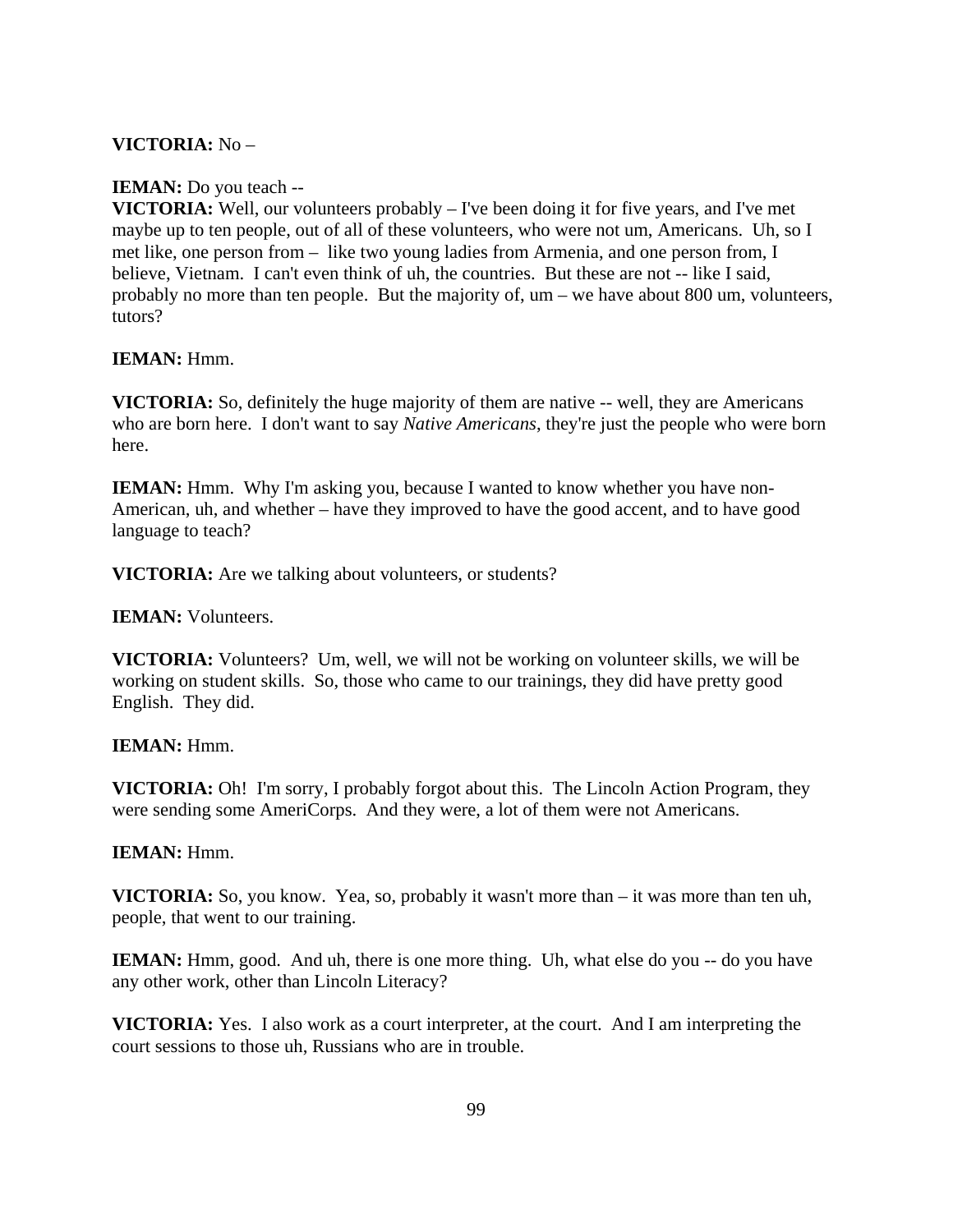**VICTORIA:** No –

**IEMAN:** Do you teach --
**VICTORIA:** Well, our volunteers probably – I've been doing it for five years, and I've met maybe up to ten people, out of all of these volunteers, who were not um, Americans. Uh, so I met like, one person from – like two young ladies from Armenia, and one person from, I believe, Vietnam. I can't even think of uh, the countries. But these are not -- like I said, probably no more than ten people. But the majority of, um – we have about 800 um, volunteers, tutors?

**IEMAN:** Hmm.

**VICTORIA:** So, definitely the huge majority of them are native -- well, they are Americans who are born here. I don't want to say *Native Americans*, they're just the people who were born here.

**IEMAN:** Hmm. Why I'm asking you, because I wanted to know whether you have non-American, uh, and whether – have they improved to have the good accent, and to have good language to teach?

**VICTORIA:** Are we talking about volunteers, or students?

**IEMAN:** Volunteers.

**VICTORIA:** Volunteers? Um, well, we will not be working on volunteer skills, we will be working on student skills. So, those who came to our trainings, they did have pretty good English. They did.

**IEMAN:** Hmm.

**VICTORIA:** Oh! I'm sorry, I probably forgot about this. The Lincoln Action Program, they were sending some AmeriCorps. And they were, a lot of them were not Americans.

**IEMAN:** Hmm.

**VICTORIA:** So, you know. Yea, so, probably it wasn't more than – it was more than ten uh, people, that went to our training.

**IEMAN:** Hmm, good. And uh, there is one more thing. Uh, what else do you -- do you have any other work, other than Lincoln Literacy?

**VICTORIA:** Yes. I also work as a court interpreter, at the court. And I am interpreting the court sessions to those uh, Russians who are in trouble.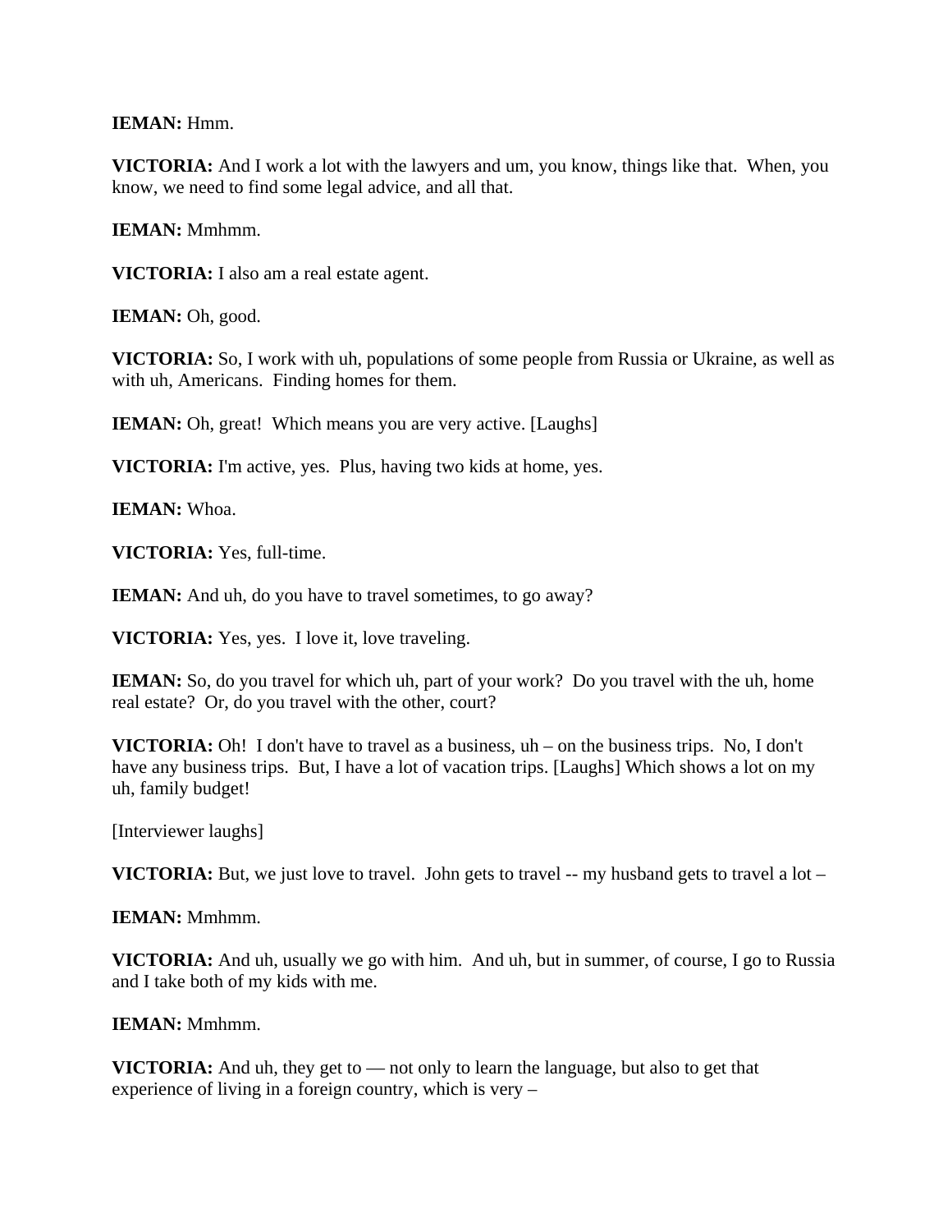**IEMAN:** Hmm.

**VICTORIA:** And I work a lot with the lawyers and um, you know, things like that. When, you know, we need to find some legal advice, and all that.

**IEMAN:** Mmhmm.

**VICTORIA:** I also am a real estate agent.

**IEMAN:** Oh, good.

**VICTORIA:** So, I work with uh, populations of some people from Russia or Ukraine, as well as with uh, Americans. Finding homes for them.

**IEMAN:** Oh, great! Which means you are very active. [Laughs]

**VICTORIA:** I'm active, yes. Plus, having two kids at home, yes.

**IEMAN:** Whoa.

**VICTORIA:** Yes, full-time.

**IEMAN:** And uh, do you have to travel sometimes, to go away?

**VICTORIA:** Yes, yes. I love it, love traveling.

**IEMAN:** So, do you travel for which uh, part of your work? Do you travel with the uh, home real estate? Or, do you travel with the other, court?

**VICTORIA:** Oh! I don't have to travel as a business, uh – on the business trips. No, I don't have any business trips. But, I have a lot of vacation trips. [Laughs] Which shows a lot on my uh, family budget!

[Interviewer laughs]

**VICTORIA:** But, we just love to travel. John gets to travel -- my husband gets to travel a lot –

**IEMAN:** Mmhmm.

**VICTORIA:** And uh, usually we go with him. And uh, but in summer, of course, I go to Russia and I take both of my kids with me.

**IEMAN:** Mmhmm.

**VICTORIA:** And uh, they get to — not only to learn the language, but also to get that experience of living in a foreign country, which is very –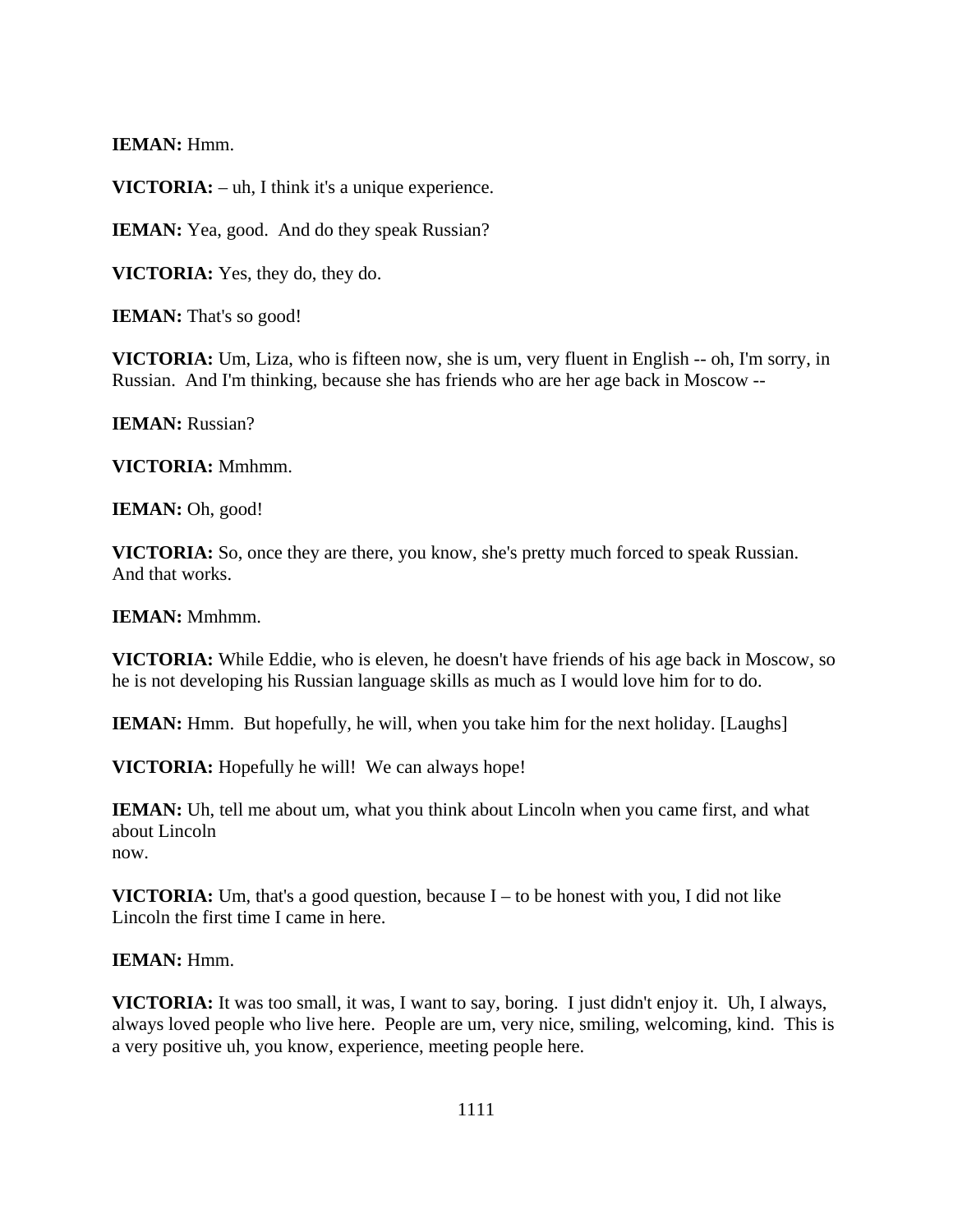**IEMAN:** Hmm.

**VICTORIA:** – uh, I think it's a unique experience.

**IEMAN:** Yea, good. And do they speak Russian?

**VICTORIA:** Yes, they do, they do.

**IEMAN:** That's so good!

**VICTORIA:** Um, Liza, who is fifteen now, she is um, very fluent in English -- oh, I'm sorry, in Russian. And I'm thinking, because she has friends who are her age back in Moscow --

**IEMAN:** Russian?

**VICTORIA:** Mmhmm.

**IEMAN:** Oh, good!

**VICTORIA:** So, once they are there, you know, she's pretty much forced to speak Russian. And that works.

**IEMAN:** Mmhmm.

**VICTORIA:** While Eddie, who is eleven, he doesn't have friends of his age back in Moscow, so he is not developing his Russian language skills as much as I would love him for to do.

**IEMAN:** Hmm. But hopefully, he will, when you take him for the next holiday. [Laughs]

**VICTORIA:** Hopefully he will! We can always hope!

**IEMAN:** Uh, tell me about um, what you think about Lincoln when you came first, and what about Lincoln now.

**VICTORIA:** Um, that's a good question, because I – to be honest with you, I did not like Lincoln the first time I came in here.

**IEMAN:** Hmm.

**VICTORIA:** It was too small, it was, I want to say, boring. I just didn't enjoy it. Uh, I always, always loved people who live here. People are um, very nice, smiling, welcoming, kind. This is a very positive uh, you know, experience, meeting people here.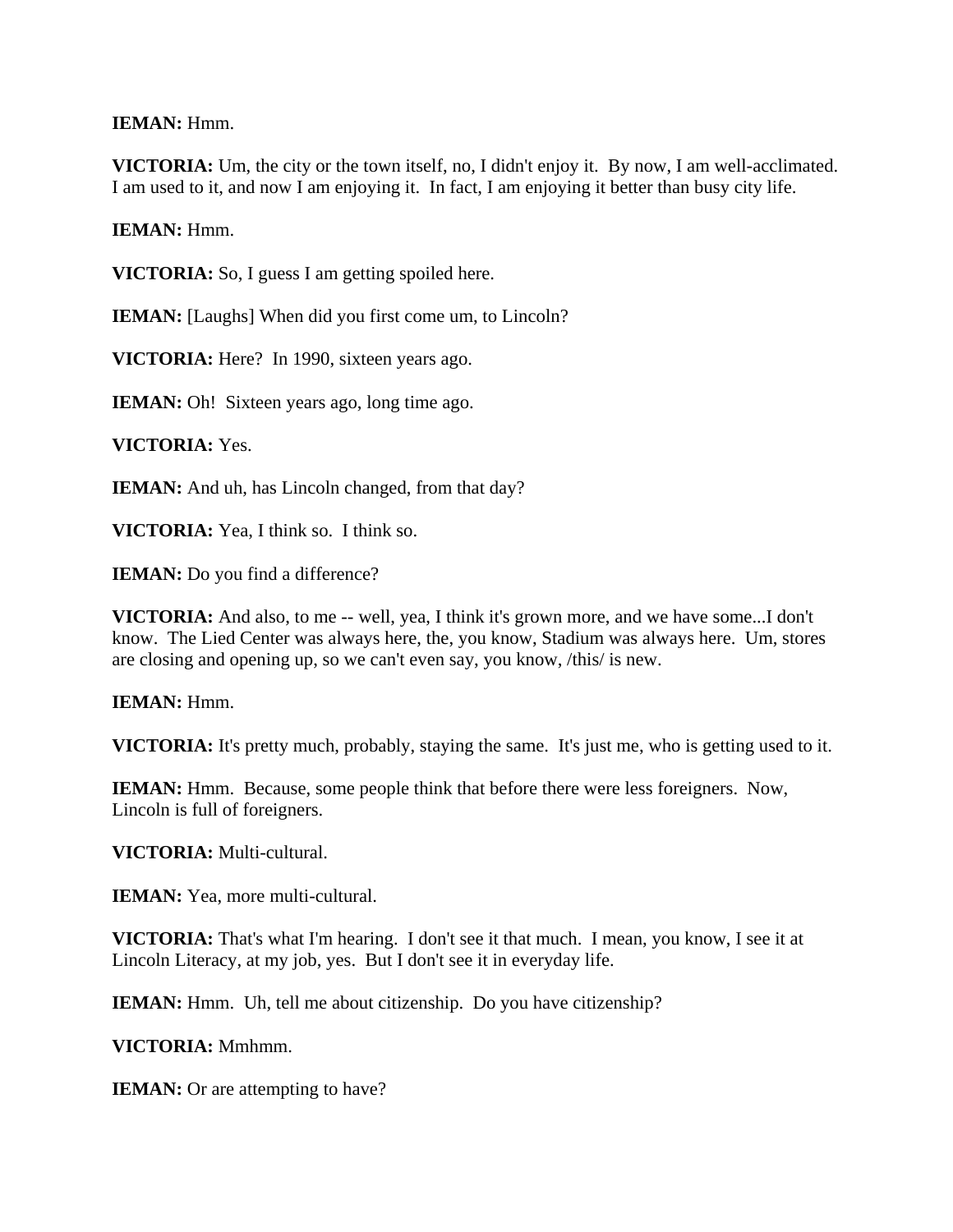**IEMAN:** Hmm.

**VICTORIA:** Um, the city or the town itself, no, I didn't enjoy it. By now, I am well-acclimated. I am used to it, and now I am enjoying it. In fact, I am enjoying it better than busy city life.

**IEMAN:** Hmm.

**VICTORIA:** So, I guess I am getting spoiled here.

**IEMAN:** [Laughs] When did you first come um, to Lincoln?

**VICTORIA:** Here? In 1990, sixteen years ago.

**IEMAN:** Oh! Sixteen years ago, long time ago.

**VICTORIA:** Yes.

**IEMAN:** And uh, has Lincoln changed, from that day?

**VICTORIA:** Yea, I think so. I think so.

**IEMAN:** Do you find a difference?

**VICTORIA:** And also, to me -- well, yea, I think it's grown more, and we have some...I don't know. The Lied Center was always here, the, you know, Stadium was always here. Um, stores are closing and opening up, so we can't even say, you know, /this/ is new.

**IEMAN:** Hmm.

**VICTORIA:** It's pretty much, probably, staying the same. It's just me, who is getting used to it.

**IEMAN:** Hmm. Because, some people think that before there were less foreigners. Now, Lincoln is full of foreigners.

**VICTORIA:** Multi-cultural.

**IEMAN:** Yea, more multi-cultural.

**VICTORIA:** That's what I'm hearing. I don't see it that much. I mean, you know, I see it at Lincoln Literacy, at my job, yes. But I don't see it in everyday life.

**IEMAN:** Hmm. Uh, tell me about citizenship. Do you have citizenship?

**VICTORIA:** Mmhmm.

**IEMAN:** Or are attempting to have?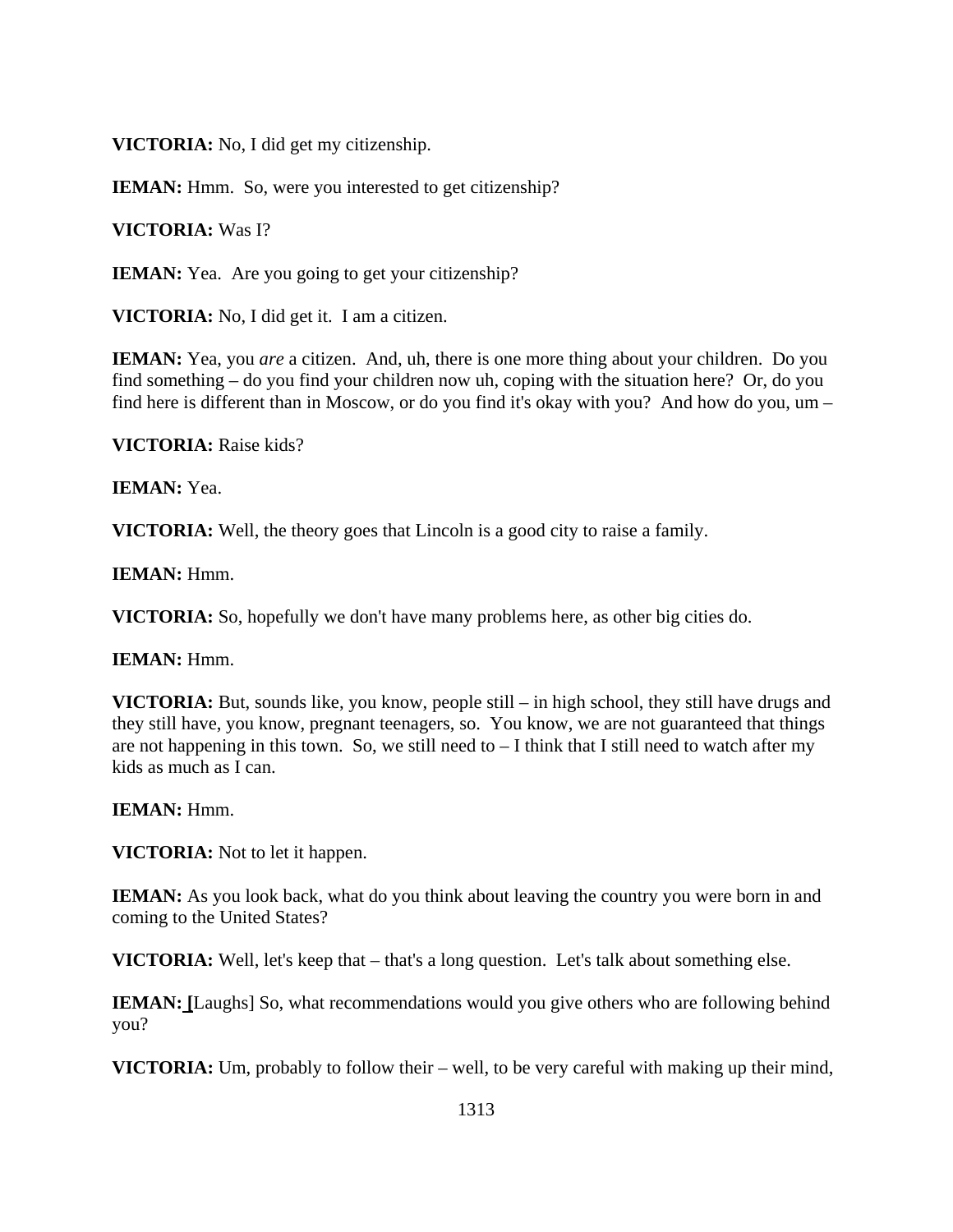**VICTORIA:** No, I did get my citizenship.

**IEMAN:** Hmm. So, were you interested to get citizenship?

**VICTORIA:** Was I?

**IEMAN:** Yea. Are you going to get your citizenship?

**VICTORIA:** No, I did get it. I am a citizen.

**IEMAN:** Yea, you *are* a citizen. And, uh, there is one more thing about your children. Do you find something – do you find your children now uh, coping with the situation here? Or, do you find here is different than in Moscow, or do you find it's okay with you? And how do you, um –

**VICTORIA:** Raise kids?

**IEMAN:** Yea.

**VICTORIA:** Well, the theory goes that Lincoln is a good city to raise a family.

**IEMAN:** Hmm.

**VICTORIA:** So, hopefully we don't have many problems here, as other big cities do.

**IEMAN:** Hmm.

**VICTORIA:** But, sounds like, you know, people still – in high school, they still have drugs and they still have, you know, pregnant teenagers, so. You know, we are not guaranteed that things are not happening in this town. So, we still need to – I think that I still need to watch after my kids as much as I can.

**IEMAN:** Hmm.

**VICTORIA:** Not to let it happen.

**IEMAN:** As you look back, what do you think about leaving the country you were born in and coming to the United States?

**VICTORIA:** Well, let's keep that – that's a long question. Let's talk about something else.

**IEMAN:** [Laughs] So, what recommendations would you give others who are following behind you?

**VICTORIA:** Um, probably to follow their – well, to be very careful with making up their mind,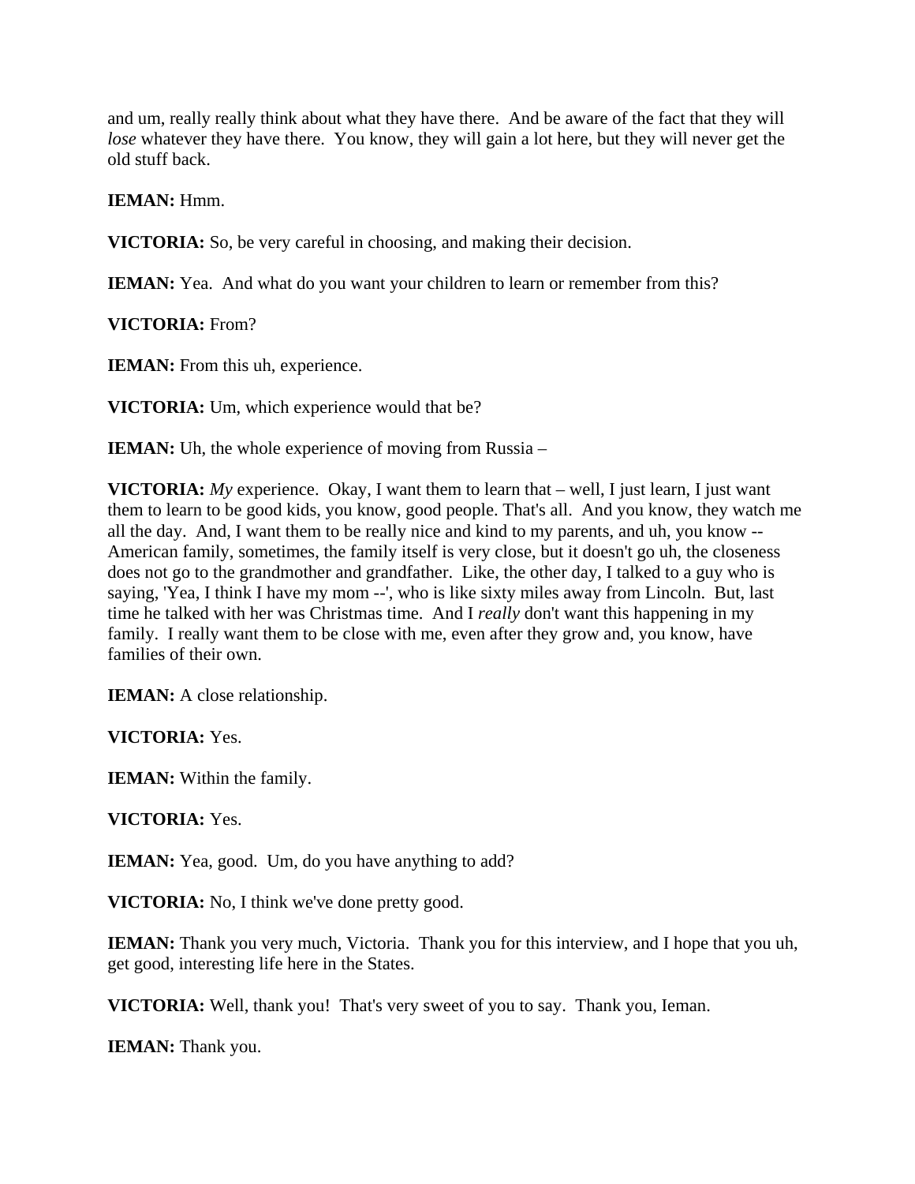and um, really really think about what they have there. And be aware of the fact that they will *lose* whatever they have there. You know, they will gain a lot here, but they will never get the old stuff back.

**IEMAN:** Hmm.

**VICTORIA:** So, be very careful in choosing, and making their decision.

**IEMAN:** Yea. And what do you want your children to learn or remember from this?

**VICTORIA:** From?

**IEMAN:** From this uh, experience.

**VICTORIA:** Um, which experience would that be?

**IEMAN:** Uh, the whole experience of moving from Russia –

**VICTORIA:** *My* experience. Okay, I want them to learn that – well, I just learn, I just want them to learn to be good kids, you know, good people. That's all. And you know, they watch me all the day. And, I want them to be really nice and kind to my parents, and uh, you know -- American family, sometimes, the family itself is very close, but it doesn't go uh, the closeness does not go to the grandmother and grandfather. Like, the other day, I talked to a guy who is saying, 'Yea, I think I have my mom --', who is like sixty miles away from Lincoln. But, last time he talked with her was Christmas time. And I *really* don't want this happening in my family. I really want them to be close with me, even after they grow and, you know, have families of their own.

**IEMAN:** A close relationship.

**VICTORIA:** Yes.

**IEMAN:** Within the family.

**VICTORIA:** Yes.

**IEMAN:** Yea, good. Um, do you have anything to add?

**VICTORIA:** No, I think we've done pretty good.

**IEMAN:** Thank you very much, Victoria. Thank you for this interview, and I hope that you uh, get good, interesting life here in the States.

**VICTORIA:** Well, thank you! That's very sweet of you to say. Thank you, Ieman.

**IEMAN:** Thank you.